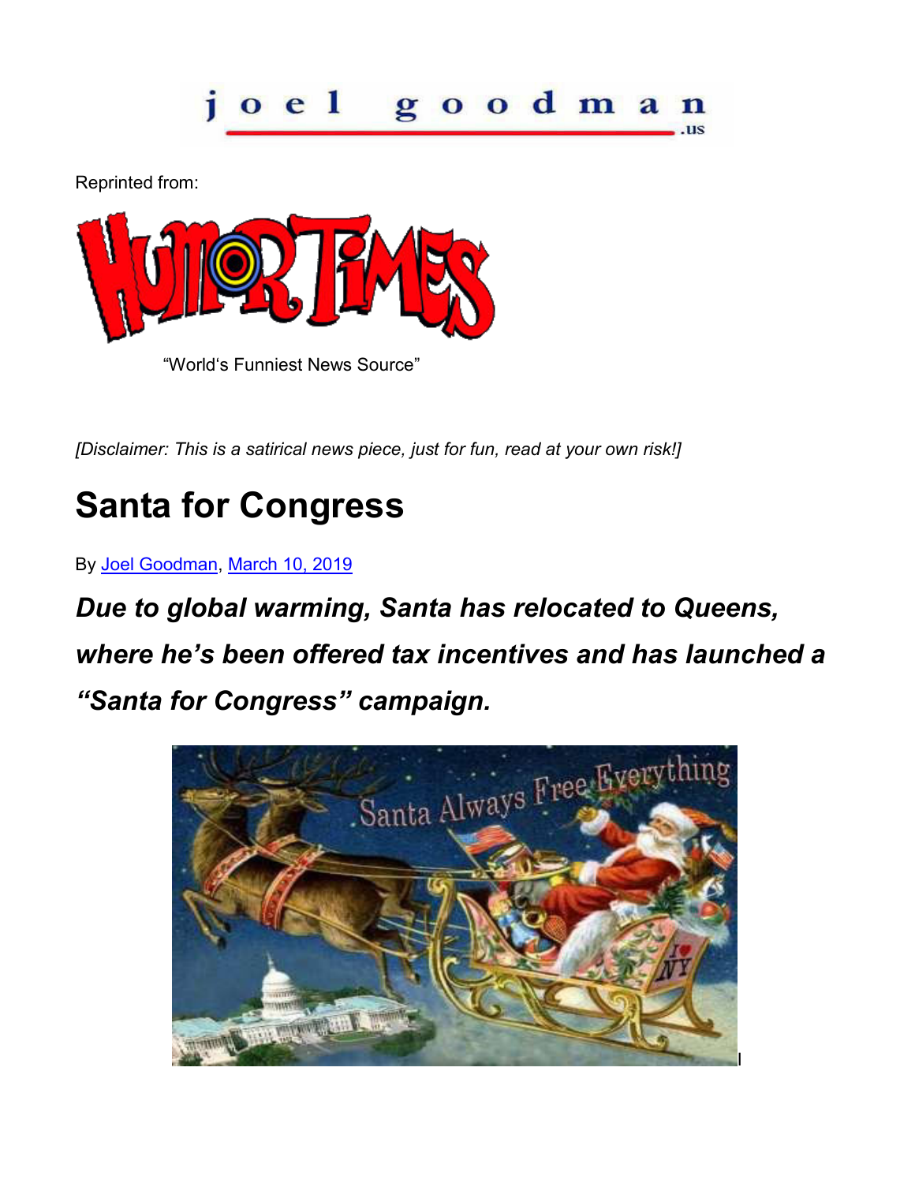joel goodman .us

Reprinted from:

HUMOR TIMES

"World's Funniest News Source"

*[Disclaimer: This is a satirical news piece, just for fun, read at your own risk!]*

# Santa for Congress

By [Joel Goodman](), [March 10, 2019]()

***Due to global warming, Santa has relocated to Queens, where he's been offered tax incentives and has launched a "Santa for Congress" campaign.***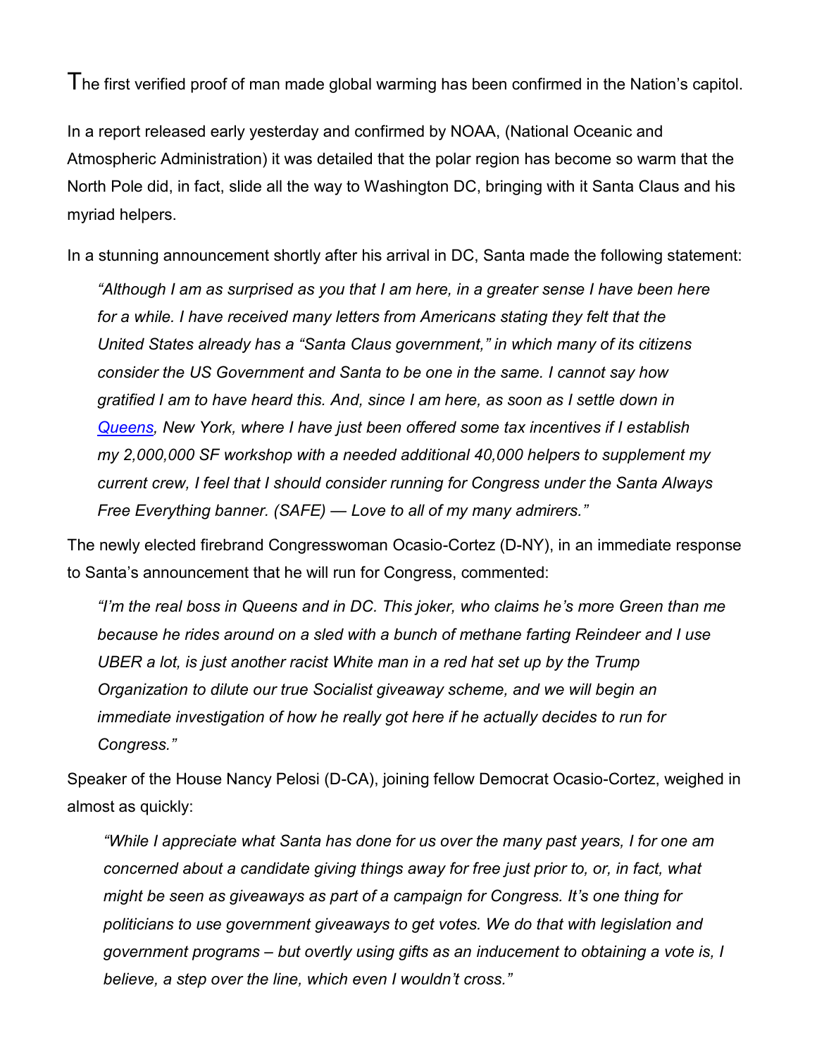The first verified proof of man made global warming has been confirmed in the Nation's capitol.

In a report released early yesterday and confirmed by NOAA, (National Oceanic and Atmospheric Administration) it was detailed that the polar region has become so warm that the North Pole did, in fact, slide all the way to Washington DC, bringing with it Santa Claus and his myriad helpers.

In a stunning announcement shortly after his arrival in DC, Santa made the following statement:

> *"Although I am as surprised as you that I am here, in a greater sense I have been here for a while. I have received many letters from Americans stating they felt that the United States already has a "Santa Claus government," in which many of its citizens consider the US Government and Santa to be one in the same. I cannot say how gratified I am to have heard this. And, since I am here, as soon as I settle down in Queens, New York, where I have just been offered some tax incentives if I establish my 2,000,000 SF workshop with a needed additional 40,000 helpers to supplement my current crew, I feel that I should consider running for Congress under the Santa Always Free Everything banner. (SAFE) — Love to all of my many admirers."*

The newly elected firebrand Congresswoman Ocasio-Cortez (D-NY), in an immediate response to Santa's announcement that he will run for Congress, commented:

> *"I'm the real boss in Queens and in DC. This joker, who claims he's more Green than me because he rides around on a sled with a bunch of methane farting Reindeer and I use UBER a lot, is just another racist White man in a red hat set up by the Trump Organization to dilute our true Socialist giveaway scheme, and we will begin an immediate investigation of how he really got here if he actually decides to run for Congress."*

Speaker of the House Nancy Pelosi (D-CA), joining fellow Democrat Ocasio-Cortez, weighed in almost as quickly:

> *"While I appreciate what Santa has done for us over the many past years, I for one am concerned about a candidate giving things away for free just prior to, or, in fact, what might be seen as giveaways as part of a campaign for Congress. It's one thing for politicians to use government giveaways to get votes. We do that with legislation and government programs – but overtly using gifts as an inducement to obtaining a vote is, I believe, a step over the line, which even I wouldn't cross."*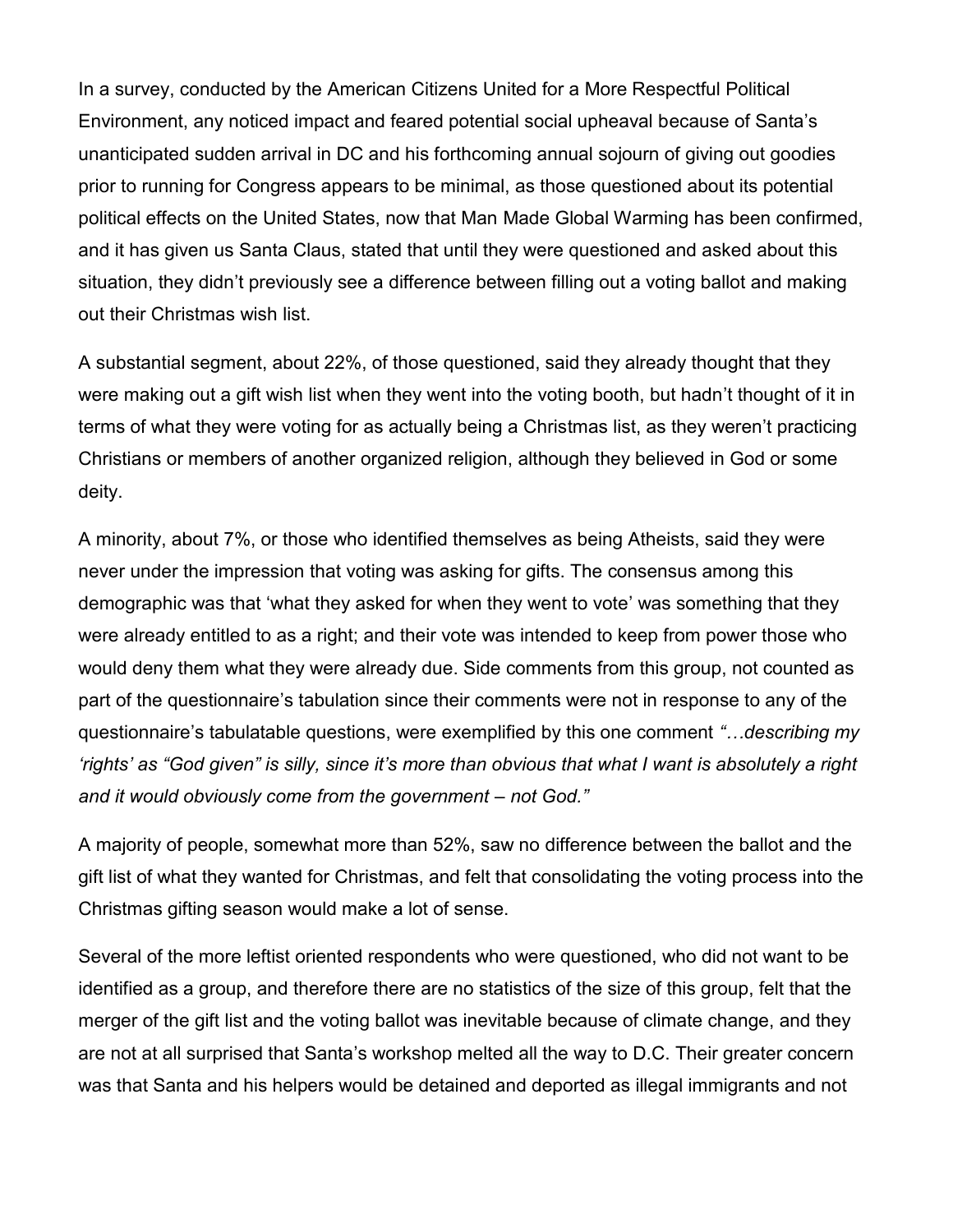In a survey, conducted by the American Citizens United for a More Respectful Political Environment, any noticed impact and feared potential social upheaval because of Santa's unanticipated sudden arrival in DC and his forthcoming annual sojourn of giving out goodies prior to running for Congress appears to be minimal, as those questioned about its potential political effects on the United States, now that Man Made Global Warming has been confirmed, and it has given us Santa Claus, stated that until they were questioned and asked about this situation, they didn't previously see a difference between filling out a voting ballot and making out their Christmas wish list.

A substantial segment, about 22%, of those questioned, said they already thought that they were making out a gift wish list when they went into the voting booth, but hadn't thought of it in terms of what they were voting for as actually being a Christmas list, as they weren't practicing Christians or members of another organized religion, although they believed in God or some deity.

A minority, about 7%, or those who identified themselves as being Atheists, said they were never under the impression that voting was asking for gifts. The consensus among this demographic was that 'what they asked for when they went to vote' was something that they were already entitled to as a right; and their vote was intended to keep from power those who would deny them what they were already due. Side comments from this group, not counted as part of the questionnaire's tabulation since their comments were not in response to any of the questionnaire's tabulatable questions, were exemplified by this one comment *"…describing my 'rights' as "God given" is silly, since it's more than obvious that what I want is absolutely a right and it would obviously come from the government – not God."*

A majority of people, somewhat more than 52%, saw no difference between the ballot and the gift list of what they wanted for Christmas, and felt that consolidating the voting process into the Christmas gifting season would make a lot of sense.

Several of the more leftist oriented respondents who were questioned, who did not want to be identified as a group, and therefore there are no statistics of the size of this group, felt that the merger of the gift list and the voting ballot was inevitable because of climate change, and they are not at all surprised that Santa's workshop melted all the way to D.C. Their greater concern was that Santa and his helpers would be detained and deported as illegal immigrants and not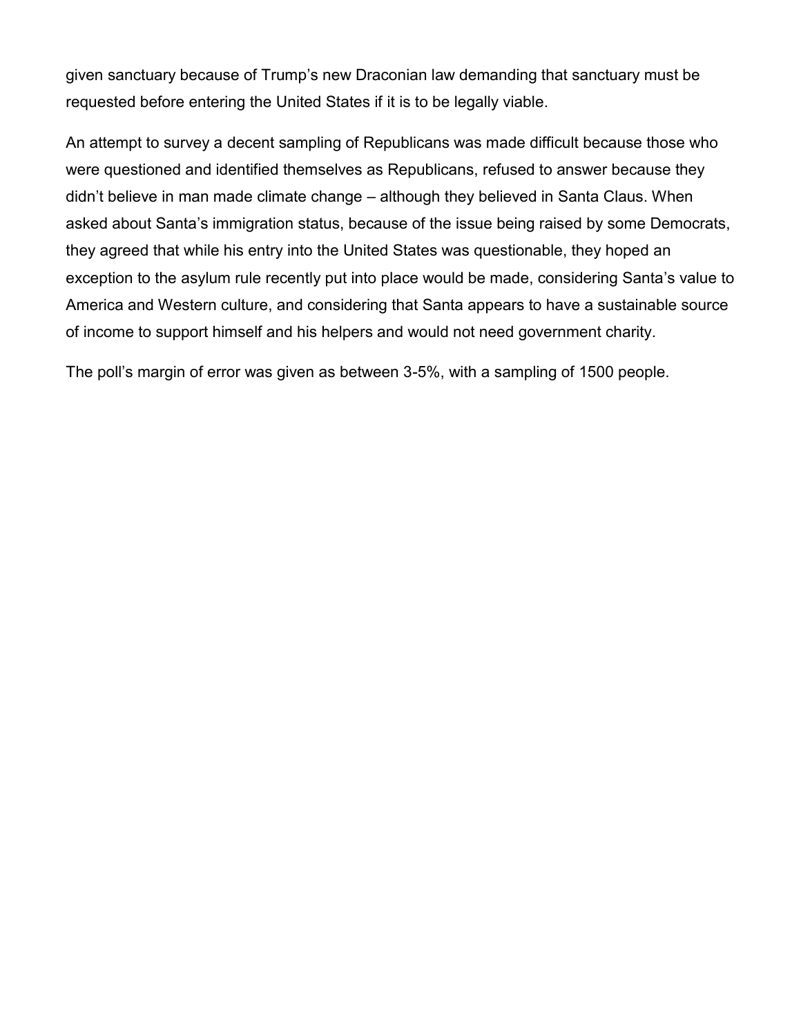given sanctuary because of Trump's new Draconian law demanding that sanctuary must be requested before entering the United States if it is to be legally viable.

An attempt to survey a decent sampling of Republicans was made difficult because those who were questioned and identified themselves as Republicans, refused to answer because they didn't believe in man made climate change – although they believed in Santa Claus. When asked about Santa's immigration status, because of the issue being raised by some Democrats, they agreed that while his entry into the United States was questionable, they hoped an exception to the asylum rule recently put into place would be made, considering Santa's value to America and Western culture, and considering that Santa appears to have a sustainable source of income to support himself and his helpers and would not need government charity.

The poll's margin of error was given as between 3-5%, with a sampling of 1500 people.